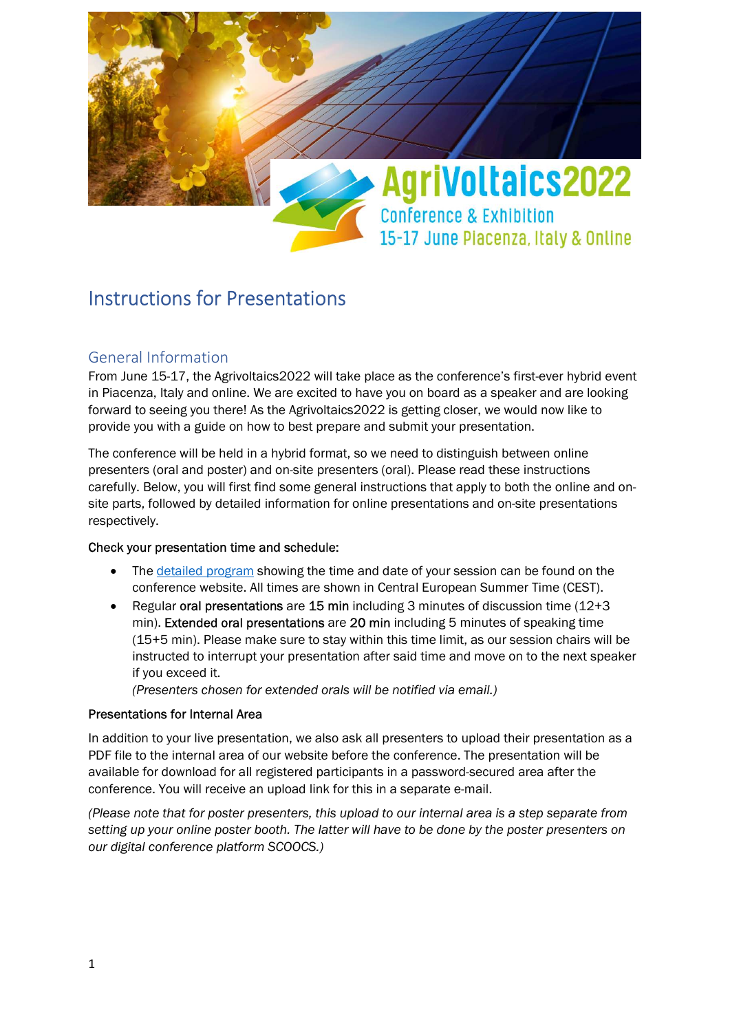AgriVoltaics2022

Conference & Exhibition

15-17 June Piacenza, Italy & Online

# Instructions for Presentations

## General Information

From June 15-17, the Agrivoltaics2022 will take place as the conference's first-ever hybrid event in Piacenza, Italy and online. We are excited to have you on board as a speaker and are looking forward to seeing you there! As the Agrivoltaics2022 is getting closer, we would now like to provide you with a guide on how to best prepare and submit your presentation.

The conference will be held in a hybrid format, so we need to distinguish between online presenters (oral and poster) and on-site presenters (oral). Please read these instructions carefully. Below, you will first find some general instructions that apply to both the online and on-site parts, followed by detailed information for online presentations and on-site presentations respectively.

**Check your presentation time and schedule:**

- The detailed program showing the time and date of your session can be found on the conference website. All times are shown in Central European Summer Time (CEST).
- Regular **oral presentations** are **15 min** including 3 minutes of discussion time (12+3 min). **Extended oral presentations** are **20 min** including 5 minutes of speaking time (15+5 min). Please make sure to stay within this time limit, as our session chairs will be instructed to interrupt your presentation after said time and move on to the next speaker if you exceed it.
  *(Presenters chosen for extended orals will be notified via email.)*

**Presentations for Internal Area**

In addition to your live presentation, we also ask all presenters to upload their presentation as a PDF file to the internal area of our website before the conference. The presentation will be available for download for all registered participants in a password-secured area after the conference. You will receive an upload link for this in a separate e-mail.

*(Please note that for poster presenters, this upload to our internal area is a step separate from setting up your online poster booth. The latter will have to be done by the poster presenters on our digital conference platform SCOOCS.)*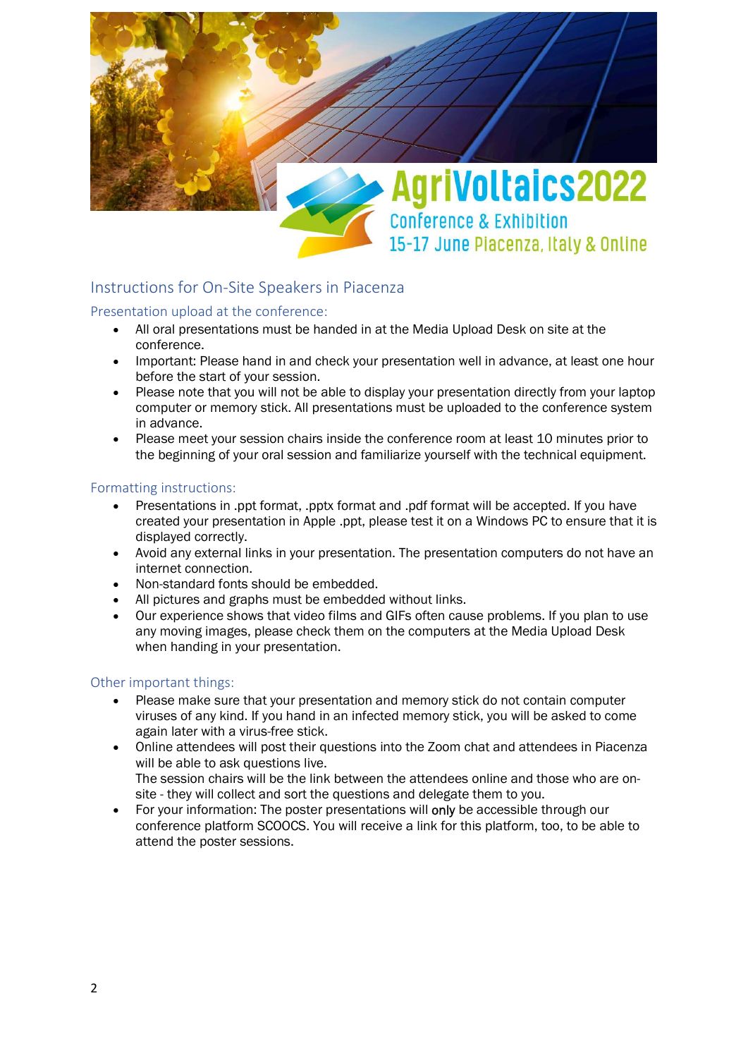AgriVoltaics2022
Conference & Exhibition
15-17 June Piacenza, Italy & Online

## Instructions for On-Site Speakers in Piacenza

### Presentation upload at the conference:

- All oral presentations must be handed in at the Media Upload Desk on site at the conference.
- Important: Please hand in and check your presentation well in advance, at least one hour before the start of your session.
- Please note that you will not be able to display your presentation directly from your laptop computer or memory stick. All presentations must be uploaded to the conference system in advance.
- Please meet your session chairs inside the conference room at least 10 minutes prior to the beginning of your oral session and familiarize yourself with the technical equipment.

### Formatting instructions:

- Presentations in .ppt format, .pptx format and .pdf format will be accepted. If you have created your presentation in Apple .ppt, please test it on a Windows PC to ensure that it is displayed correctly.
- Avoid any external links in your presentation. The presentation computers do not have an internet connection.
- Non-standard fonts should be embedded.
- All pictures and graphs must be embedded without links.
- Our experience shows that video films and GIFs often cause problems. If you plan to use any moving images, please check them on the computers at the Media Upload Desk when handing in your presentation.

### Other important things:

- Please make sure that your presentation and memory stick do not contain computer viruses of any kind. If you hand in an infected memory stick, you will be asked to come again later with a virus-free stick.
- Online attendees will post their questions into the Zoom chat and attendees in Piacenza will be able to ask questions live.
  The session chairs will be the link between the attendees online and those who are on-site - they will collect and sort the questions and delegate them to you.
- For your information: The poster presentations will only be accessible through our conference platform SCOOCS. You will receive a link for this platform, too, to be able to attend the poster sessions.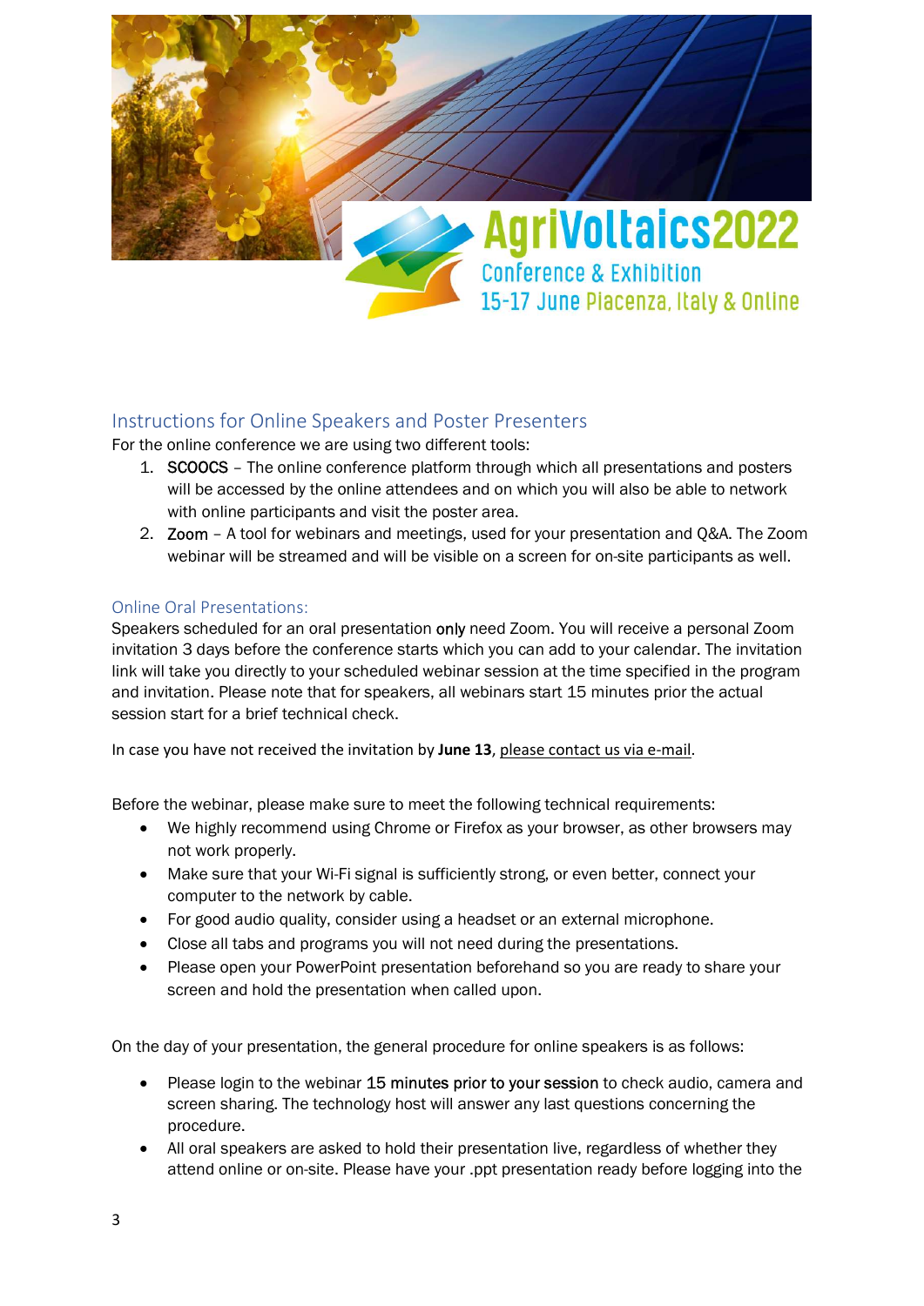AgriVoltaics2022
Conference & Exhibition
15-17 June Piacenza, Italy & Online

## Instructions for Online Speakers and Poster Presenters

For the online conference we are using two different tools:

1. SCOOCS – The online conference platform through which all presentations and posters will be accessed by the online attendees and on which you will also be able to network with online participants and visit the poster area.
2. Zoom – A tool for webinars and meetings, used for your presentation and Q&A. The Zoom webinar will be streamed and will be visible on a screen for on-site participants as well.

### Online Oral Presentations:

Speakers scheduled for an oral presentation only need Zoom. You will receive a personal Zoom invitation 3 days before the conference starts which you can add to your calendar. The invitation link will take you directly to your scheduled webinar session at the time specified in the program and invitation. Please note that for speakers, all webinars start 15 minutes prior the actual session start for a brief technical check.

In case you have not received the invitation by **June 13**, please contact us via e-mail.

Before the webinar, please make sure to meet the following technical requirements:

- We highly recommend using Chrome or Firefox as your browser, as other browsers may not work properly.
- Make sure that your Wi-Fi signal is sufficiently strong, or even better, connect your computer to the network by cable.
- For good audio quality, consider using a headset or an external microphone.
- Close all tabs and programs you will not need during the presentations.
- Please open your PowerPoint presentation beforehand so you are ready to share your screen and hold the presentation when called upon.

On the day of your presentation, the general procedure for online speakers is as follows:

- Please login to the webinar 15 minutes prior to your session to check audio, camera and screen sharing. The technology host will answer any last questions concerning the procedure.
- All oral speakers are asked to hold their presentation live, regardless of whether they attend online or on-site. Please have your .ppt presentation ready before logging into the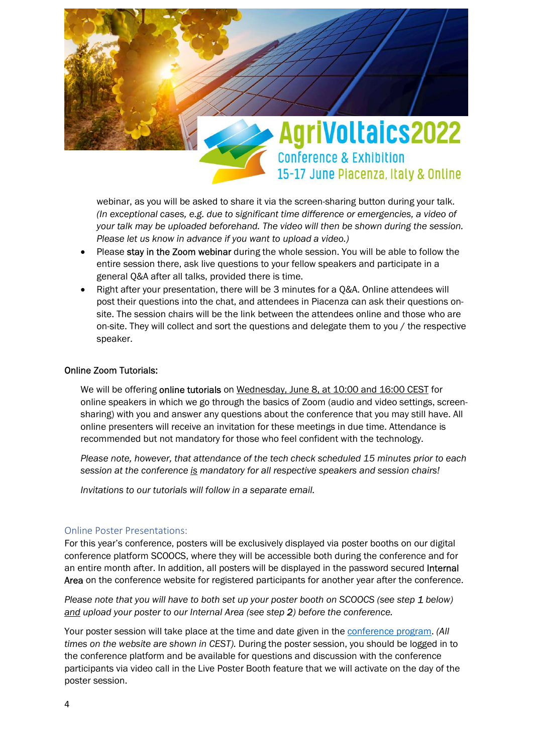webinar, as you will be asked to share it via the screen-sharing button during your talk. *(In exceptional cases, e.g. due to significant time difference or emergencies, a video of your talk may be uploaded beforehand. The video will then be shown during the session. Please let us know in advance if you want to upload a video.)*

- Please **stay in the Zoom webinar** during the whole session. You will be able to follow the entire session there, ask live questions to your fellow speakers and participate in a general Q&A after all talks, provided there is time.
- Right after your presentation, there will be 3 minutes for a Q&A. Online attendees will post their questions into the chat, and attendees in Piacenza can ask their questions on-site. The session chairs will be the link between the attendees online and those who are on-site. They will collect and sort the questions and delegate them to you / the respective speaker.

**Online Zoom Tutorials:**

We will be offering **online tutorials** on Wednesday, June 8, at 10:00 and 16:00 CEST for online speakers in which we go through the basics of Zoom (audio and video settings, screen-sharing) with you and answer any questions about the conference that you may still have. All online presenters will receive an invitation for these meetings in due time. Attendance is recommended but not mandatory for those who feel confident with the technology.

*Please note, however, that attendance of the tech check scheduled 15 minutes prior to each session at the conference is mandatory for all respective speakers and session chairs!*

*Invitations to our tutorials will follow in a separate email.*

## Online Poster Presentations:

For this year's conference, posters will be exclusively displayed via poster booths on our digital conference platform SCOOCS, where they will be accessible both during the conference and for an entire month after. In addition, all posters will be displayed in the password secured **Internal Area** on the conference website for registered participants for another year after the conference.

*Please note that you will have to both set up your poster booth on SCOOCS (see step 1 below) and upload your poster to our Internal Area (see step 2) before the conference.*

Your poster session will take place at the time and date given in the conference program. *(All times on the website are shown in CEST).* During the poster session, you should be logged in to the conference platform and be available for questions and discussion with the conference participants via video call in the Live Poster Booth feature that we will activate on the day of the poster session.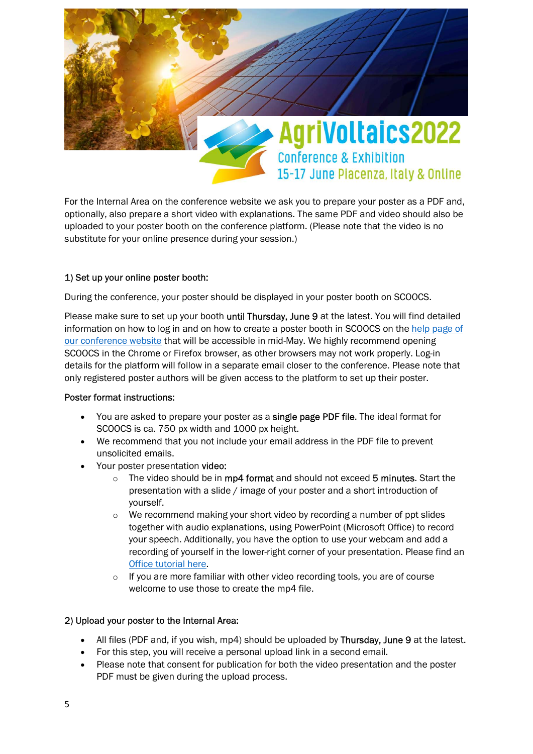AgriVoltaics2022
Conference & Exhibition
15-17 June Piacenza, Italy & Online

For the Internal Area on the conference website we ask you to prepare your poster as a PDF and, optionally, also prepare a short video with explanations. The same PDF and video should also be uploaded to your poster booth on the conference platform. (Please note that the video is no substitute for your online presence during your session.)

## 1) Set up your online poster booth:

During the conference, your poster should be displayed in your poster booth on SCOOCS.

Please make sure to set up your booth **until Thursday, June 9** at the latest. You will find detailed information on how to log in and on how to create a poster booth in SCOOCS on the [help page of our conference website](#) that will be accessible in mid-May. We highly recommend opening SCOOCS in the Chrome or Firefox browser, as other browsers may not work properly. Log-in details for the platform will follow in a separate email closer to the conference. Please note that only registered poster authors will be given access to the platform to set up their poster.

### Poster format instructions:

- You are asked to prepare your poster as a **single page PDF file**. The ideal format for SCOOCS is ca. 750 px width and 1000 px height.
- We recommend that you not include your email address in the PDF file to prevent unsolicited emails.
- Your poster presentation **video:**
    - The video should be in **mp4 format** and should not exceed **5 minutes**. Start the presentation with a slide / image of your poster and a short introduction of yourself.
    - We recommend making your short video by recording a number of ppt slides together with audio explanations, using PowerPoint (Microsoft Office) to record your speech. Additionally, you have the option to use your webcam and add a recording of yourself in the lower-right corner of your presentation. Please find an [Office tutorial here](#).
    - If you are more familiar with other video recording tools, you are of course welcome to use those to create the mp4 file.

## 2) Upload your poster to the Internal Area:

- All files (PDF and, if you wish, mp4) should be uploaded by **Thursday, June 9** at the latest.
- For this step, you will receive a personal upload link in a second email.
- Please note that consent for publication for both the video presentation and the poster PDF must be given during the upload process.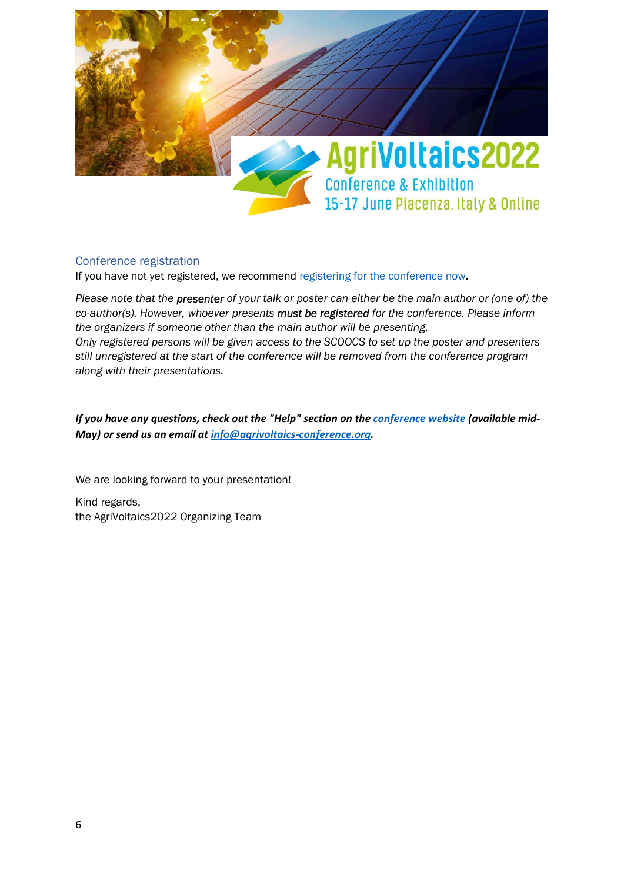## Conference registration

If you have not yet registered, we recommend registering for the conference now.

*Please note that the **presenter** of your talk or poster can either be the main author or (one of) the co-author(s). However, whoever presents **must be registered** for the conference. Please inform the organizers if someone other than the main author will be presenting.*
*Only registered persons will be given access to the SCOOCS to set up the poster and presenters still unregistered at the start of the conference will be removed from the conference program along with their presentations.*

***If you have any questions, check out the "Help" section on the conference website (available mid-May) or send us an email at info@agrivoltaics-conference.org.***

We are looking forward to your presentation!

Kind regards,
the AgriVoltaics2022 Organizing Team